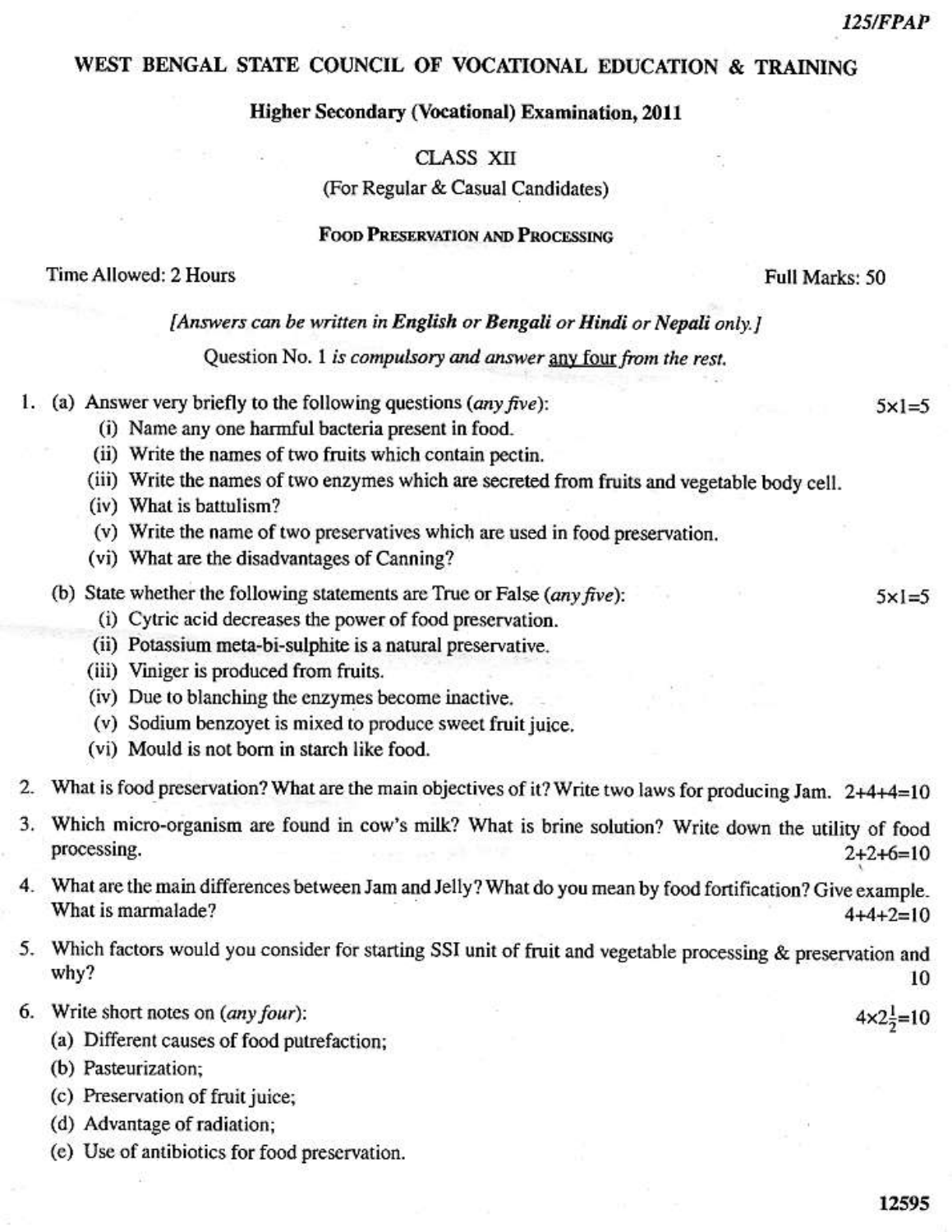**125/FPAP**

# WEST BENGAL STATE COUNCIL OF VOCATIONAL EDUCATION & TRAINING

## Higher Secondary (Vocational) Examination, 2011

CLASS XII

(For Regular & Casual Candidates)

### FOOD PRESERVATION AND PROCESSING

Time Allowed: 2 Hours    Full Marks: 50

*[Answers can be written in **English** or **Bengali** or **Hindi** or **Nepali** only.]*

Question No. 1 *is compulsory and answer* any four *from the rest.*

1. (a) Answer very briefly to the following questions (*any five*): 5×1=5
   - (i) Name any one harmful bacteria present in food.
   - (ii) Write the names of two fruits which contain pectin.
   - (iii) Write the names of two enzymes which are secreted from fruits and vegetable body cell.
   - (iv) What is battulism?
   - (v) Write the name of two preservatives which are used in food preservation.
   - (vi) What are the disadvantages of Canning?

   (b) State whether the following statements are True or False (*any five*): 5×1=5
   - (i) Cytric acid decreases the power of food preservation.
   - (ii) Potassium meta-bi-sulphite is a natural preservative.
   - (iii) Viniger is produced from fruits.
   - (iv) Due to blanching the enzymes become inactive.
   - (v) Sodium benzoyet is mixed to produce sweet fruit juice.
   - (vi) Mould is not born in starch like food.

2. What is food preservation? What are the main objectives of it? Write two laws for producing Jam. 2+4+4=10

3. Which micro-organism are found in cow's milk? What is brine solution? Write down the utility of food processing. 2+2+6=10

4. What are the main differences between Jam and Jelly? What do you mean by food fortification? Give example. What is marmalade? 4+4+2=10

5. Which factors would you consider for starting SSI unit of fruit and vegetable processing & preservation and why? 10

6. Write short notes on (*any four*): $4 \times 2\frac{1}{2} = 10$
   - (a) Different causes of food putrefaction;
   - (b) Pasteurization;
   - (c) Preservation of fruit juice;
   - (d) Advantage of radiation;
   - (e) Use of antibiotics for food preservation.

12595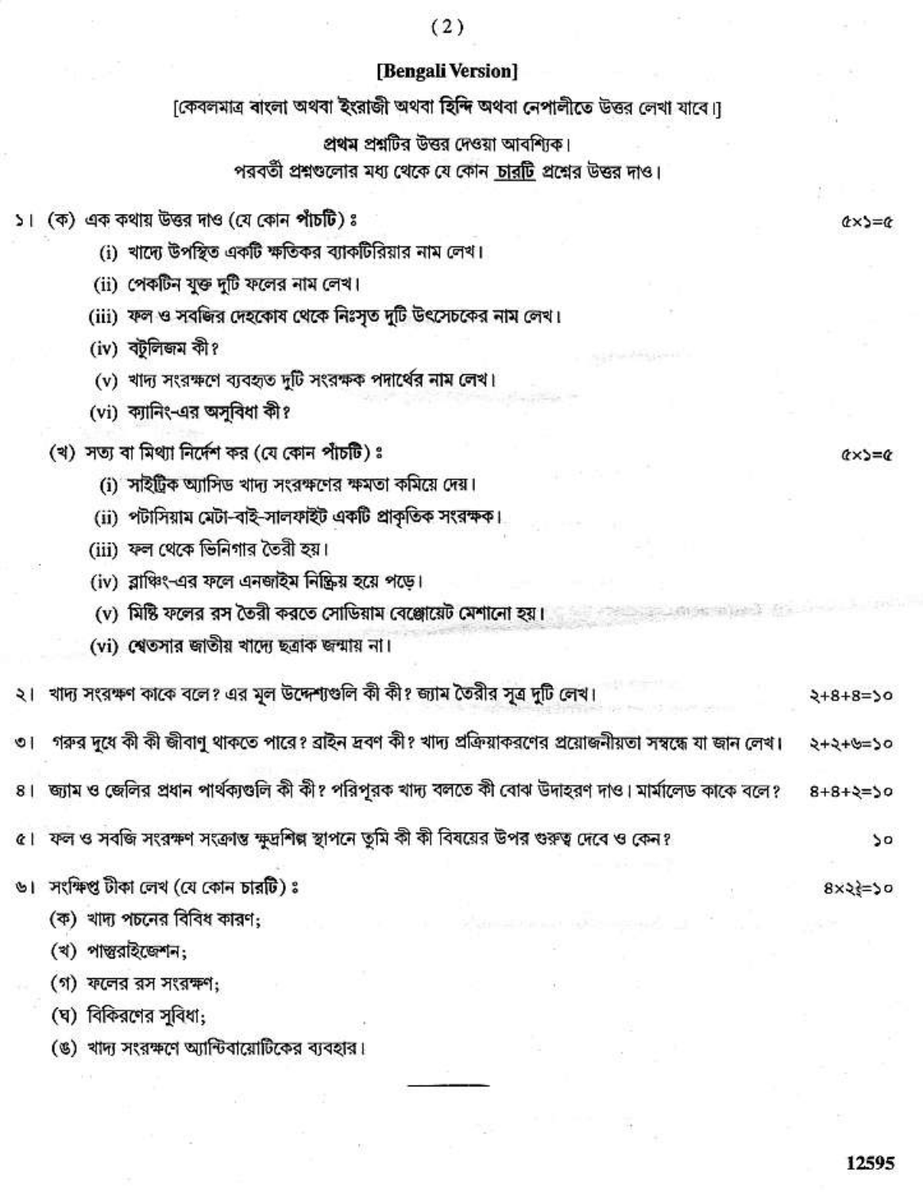## [Bengali Version]

[কেবলমাত্র বাংলা অথবা ইংরাজী অথবা হিন্দি অথবা নেপালীতে উত্তর লেখা যাবে।]

প্রথম প্রশ্নটির উত্তর দেওয়া আবশ্যিক।
পরবর্তী প্রশ্নগুলোর মধ্য থেকে যে কোন চারটি প্রশ্নের উত্তর দাও।

১। (ক) এক কথায় উত্তর দাও (যে কোন পাঁচটি) : ৫×১=৫

(i) খাদ্যে উপস্থিত একটি ক্ষতিকর ব্যাকটিরিয়ার নাম লেখ।

(ii) পেকটিন যুক্ত দুটি ফলের নাম লেখ।

(iii) ফল ও সবজির দেহকোষ থেকে নিঃসৃত দুটি উৎসেচকের নাম লেখ।

(iv) বটুলিজম কী?

(v) খাদ্য সংরক্ষণে ব্যবহৃত দুটি সংরক্ষক পদার্থের নাম লেখ।

(vi) ক্যানিং-এর অসুবিধা কী?

(খ) সত্য বা মিথ্যা নির্দেশ কর (যে কোন পাঁচটি) : ৫×১=৫

(i) সাইট্রিক অ্যাসিড খাদ্য সংরক্ষণের ক্ষমতা কমিয়ে দেয়।

(ii) পটাসিয়াম মেটা-বাই-সালফাইট একটি প্রাকৃতিক সংরক্ষক।

(iii) ফল থেকে ভিনিগার তৈরী হয়।

(iv) ব্লাঞ্চিং-এর ফলে এনজাইম নিষ্ক্রিয় হয়ে পড়ে।

(v) মিষ্টি ফলের রস তৈরী করতে সোডিয়াম বেঞ্জোয়েট মেশানো হয়।

(vi) শ্বেতসার জাতীয় খাদ্যে ছত্রাক জন্মায় না।

২। খাদ্য সংরক্ষণ কাকে বলে? এর মূল উদ্দেশ্যগুলি কী কী? জ্যাম তৈরীর সূত্র দুটি লেখ। ২+৪+৪=১০

৩। গরুর দুধে কী কী জীবাণু থাকতে পারে? ব্রাইন দ্রবণ কী? খাদ্য প্রক্রিয়াকরণের প্রয়োজনীয়তা সম্বন্ধে যা জান লেখ। ২+২+৬=১০

৪। জ্যাম ও জেলির প্রধান পার্থক্যগুলি কী কী? পরিপূরক খাদ্য বলতে কী বোঝ উদাহরণ দাও। মার্মালেড কাকে বলে? ৪+৪+২=১০

৫। ফল ও সবজি সংরক্ষণ সংক্রান্ত ক্ষুদ্রশিল্প স্থাপনে তুমি কী কী বিষয়ের উপর গুরুত্ব দেবে ও কেন? ১০

৬। সংক্ষিপ্ত টীকা লেখ (যে কোন চারটি) : ৪×২½=১০

(ক) খাদ্য পচনের বিবিধ কারণ;

(খ) পাস্তুরাইজেশন;

(গ) ফলের রস সংরক্ষণ;

(ঘ) বিকিরণের সুবিধা;

(ঙ) খাদ্য সংরক্ষণে অ্যান্টিবায়োটিকের ব্যবহার।

---

12595